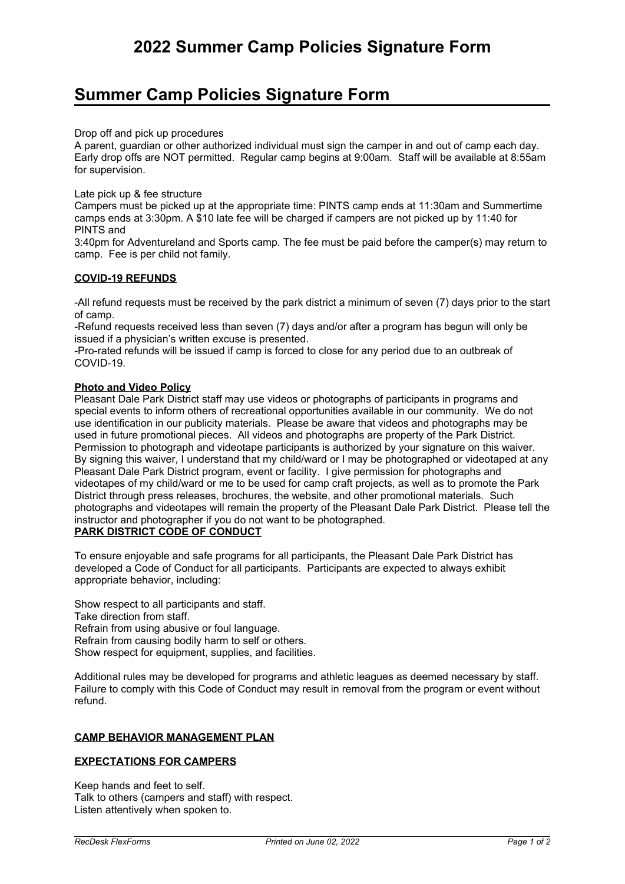# 2022 Summer Camp Policies Signature Form

## Summer Camp Policies Signature Form

Drop off and pick up procedures
A parent, guardian or other authorized individual must sign the camper in and out of camp each day. Early drop offs are NOT permitted. Regular camp begins at 9:00am. Staff will be available at 8:55am for supervision.

Late pick up & fee structure
Campers must be picked up at the appropriate time: PINTS camp ends at 11:30am and Summertime camps ends at 3:30pm. A $10 late fee will be charged if campers are not picked up by 11:40 for PINTS and
3:40pm for Adventureland and Sports camp. The fee must be paid before the camper(s) may return to camp. Fee is per child not family.

**COVID-19 REFUNDS**

-All refund requests must be received by the park district a minimum of seven (7) days prior to the start of camp.
-Refund requests received less than seven (7) days and/or after a program has begun will only be issued if a physician's written excuse is presented.
-Pro-rated refunds will be issued if camp is forced to close for any period due to an outbreak of COVID-19.

**Photo and Video Policy**
Pleasant Dale Park District staff may use videos or photographs of participants in programs and special events to inform others of recreational opportunities available in our community. We do not use identification in our publicity materials. Please be aware that videos and photographs may be used in future promotional pieces. All videos and photographs are property of the Park District. Permission to photograph and videotape participants is authorized by your signature on this waiver. By signing this waiver, I understand that my child/ward or I may be photographed or videotaped at any Pleasant Dale Park District program, event or facility. I give permission for photographs and videotapes of my child/ward or me to be used for camp craft projects, as well as to promote the Park District through press releases, brochures, the website, and other promotional materials. Such photographs and videotapes will remain the property of the Pleasant Dale Park District. Please tell the instructor and photographer if you do not want to be photographed.

**PARK DISTRICT CODE OF CONDUCT**

To ensure enjoyable and safe programs for all participants, the Pleasant Dale Park District has developed a Code of Conduct for all participants. Participants are expected to always exhibit appropriate behavior, including:

Show respect to all participants and staff.
Take direction from staff.
Refrain from using abusive or foul language.
Refrain from causing bodily harm to self or others.
Show respect for equipment, supplies, and facilities.

Additional rules may be developed for programs and athletic leagues as deemed necessary by staff. Failure to comply with this Code of Conduct may result in removal from the program or event without refund.

**CAMP BEHAVIOR MANAGEMENT PLAN**

**EXPECTATIONS FOR CAMPERS**

Keep hands and feet to self.
Talk to others (campers and staff) with respect.
Listen attentively when spoken to.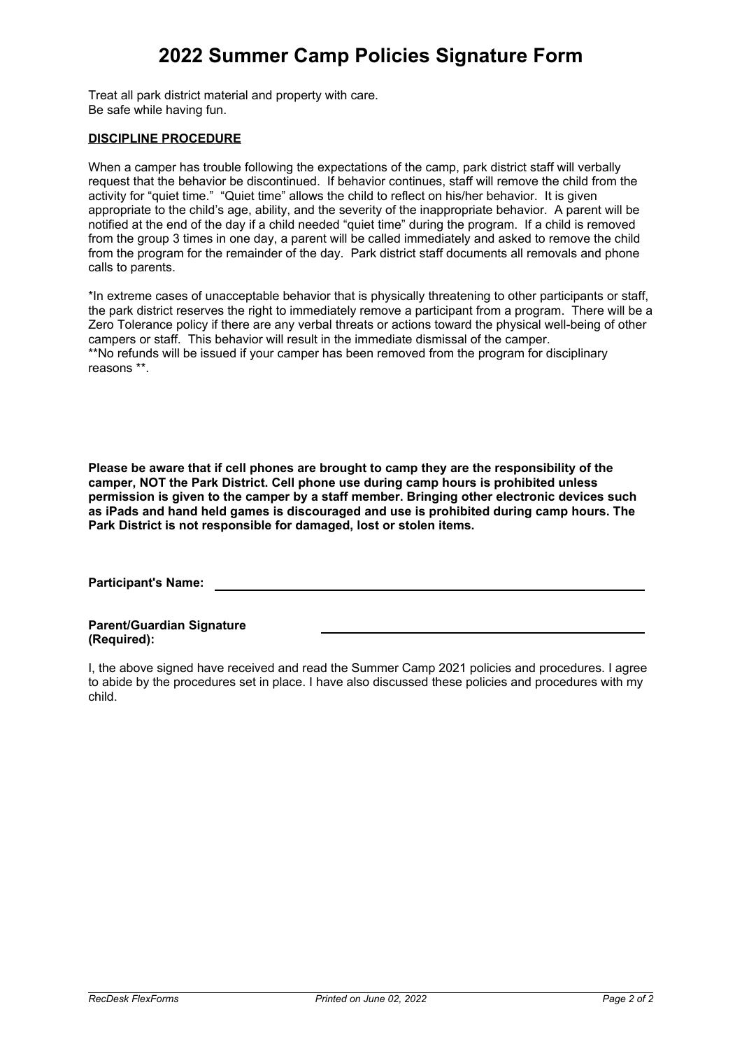# 2022 Summer Camp Policies Signature Form

Treat all park district material and property with care.
Be safe while having fun.

**DISCIPLINE PROCEDURE**

When a camper has trouble following the expectations of the camp, park district staff will verbally request that the behavior be discontinued. If behavior continues, staff will remove the child from the activity for "quiet time." "Quiet time" allows the child to reflect on his/her behavior. It is given appropriate to the child's age, ability, and the severity of the inappropriate behavior. A parent will be notified at the end of the day if a child needed "quiet time" during the program. If a child is removed from the group 3 times in one day, a parent will be called immediately and asked to remove the child from the program for the remainder of the day. Park district staff documents all removals and phone calls to parents.

*In extreme cases of unacceptable behavior that is physically threatening to other participants or staff, the park district reserves the right to immediately remove a participant from a program. There will be a Zero Tolerance policy if there are any verbal threats or actions toward the physical well-being of other campers or staff. This behavior will result in the immediate dismissal of the camper.
**No refunds will be issued if your camper has been removed from the program for disciplinary reasons **.

**Please be aware that if cell phones are brought to camp they are the responsibility of the camper, NOT the Park District. Cell phone use during camp hours is prohibited unless permission is given to the camper by a staff member. Bringing other electronic devices such as iPads and hand held games is discouraged and use is prohibited during camp hours. The Park District is not responsible for damaged, lost or stolen items.**

**Participant's Name:** ______________________________

**Parent/Guardian Signature (Required):** ______________________________

I, the above signed have received and read the Summer Camp 2021 policies and procedures. I agree to abide by the procedures set in place. I have also discussed these policies and procedures with my child.